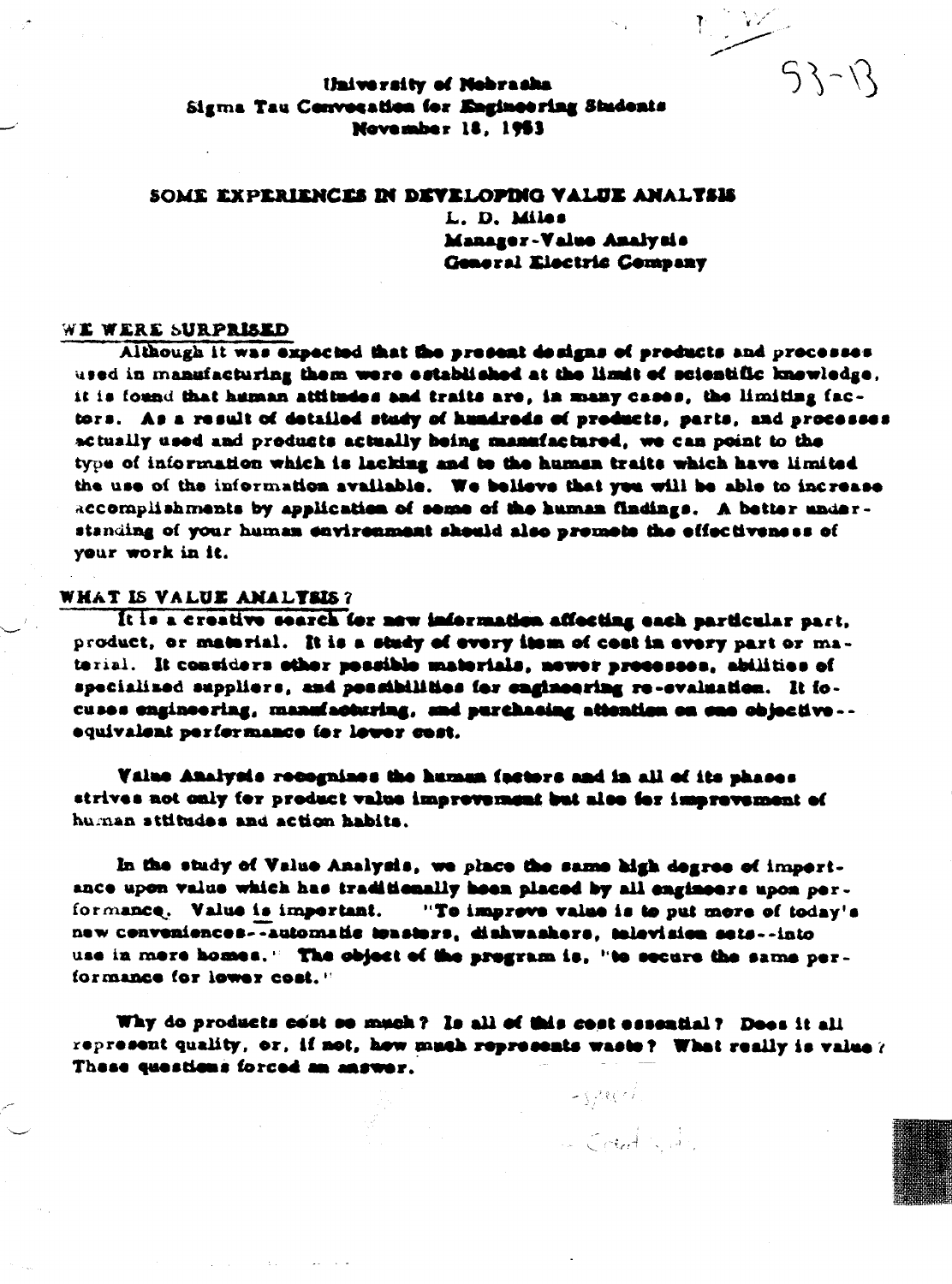University of Nebraska
Sigma Tau Convocation for Engineering Students
November 18, 1953

# SOME EXPERIENCES IN DEVELOPING VALUE ANALYSIS

L. D. Miles
Manager-Value Analysis
General Electric Company

## WE WERE SURPRISED

Although it was expected that the present designs of products and processes used in manufacturing them were established at the limit of scientific knowledge, it is found that human attitudes and traits are, in many cases, the limiting factors. As a result of detailed study of hundreds of products, parts, and processes actually used and products actually being manufactured, we can point to the type of information which is lacking and to the human traits which have limited the use of the information available. We believe that you will be able to increase accomplishments by application of some of the human findings. A better understanding of your human environment should also promote the effectiveness of your work in it.

## WHAT IS VALUE ANALYSIS?

It is a creative search for new information affecting each particular part, product, or material. It is a study of every item of cost in every part or material. It considers other possible materials, newer processes, abilities of specialized suppliers, and possibilities for engineering re-evaluation. It focuses engineering, manufacturing, and purchasing attention on one objective--equivalent performance for lower cost.

Value Analysis recognizes the human factors and in all of its phases strives not only for product value improvement but also for improvement of human attitudes and action habits.

In the study of Value Analysis, we place the same high degree of importance upon value which has traditionally been placed by all engineers upon performance. Value is important. "To improve value is to put more of today's new conveniences--automatic toasters, dishwashers, television sets--into use in more homes." The object of the program is, "to secure the same performance for lower cost."

Why do products cost so much? Is all of this cost essential? Does it all represent quality, or, if not, how much represents waste? What really is value? These questions forced an answer.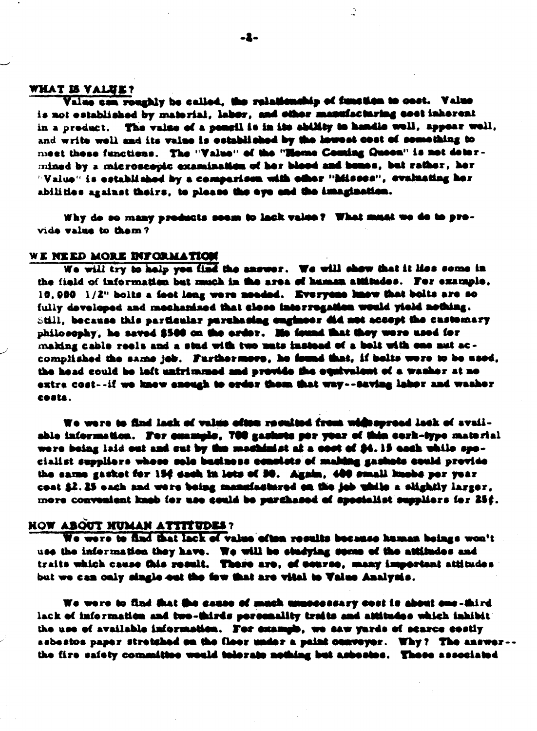## WHAT IS VALUE?

Value can roughly be called, the relationship of function to cost. Value is not established by material, labor, and other manufacturing cost inherent in a product. The value of a pencil is in its ability to handle well, appear well, and write well and its value is established by the lowest cost of something to meet these functions. The "Value" of the "Home Coming Queen" is not determined by a microscopic examination of her blood and bones, but rather, her "Value" is established by a comparison with other "Misses", evaluating her abilities against theirs, to please the eye and the imagination.

Why do so many products seem to lack value? What must we do to provide value to them?

## WE NEED MORE INFORMATION

We will try to help you find the answer. We will show that it lies some in the field of information but much in the area of human attitudes. For example, 10,000 1/2" bolts a foot long were needed. Everyone knew that bolts are so fully developed and mechanized that close interrogation would yield nothing. Still, because this particular purchasing engineer did not accept the customary philosophy, he saved $500 on the order. He found that they were used for making cable reels and a stud with two nuts instead of a bolt with one nut accomplished the same job. Furthermore, he found that, if bolts were to be used, the head could be left untrimmed and provide the equivalent of a washer at no extra cost--if we knew enough to order them that way--saving labor and washer costs.

We were to find lack of value often resulted from widespread lack of available information. For example, 700 gaskets per year of thin cork-type material were being laid out and cut by the machinist at a cost of $4.15 each while specialist suppliers whose sole business consists of making gaskets could provide the same gasket for 15¢ each in lots of 50. Again, 400 small knobs per year cost $2.25 each and were being manufactured on the job while a slightly larger, more convenient knob for use could be purchased of specialist suppliers for 25¢.

## HOW ABOUT HUMAN ATTITUDES?

We were to find that lack of value often results because human beings won't use the information they have. We will be studying some of the attitudes and traits which cause this result. There are, of course, many important attitudes but we can only single out the few that are vital to Value Analysis.

We were to find that the cause of much unnecessary cost is about one-third lack of information and two-thirds personality traits and attitudes which inhibit the use of available information. For example, we saw yards of scarce costly asbestos paper stretched on the floor under a paint conveyor. Why? The answer--the fire safety committee would tolerate nothing but asbestos. These associated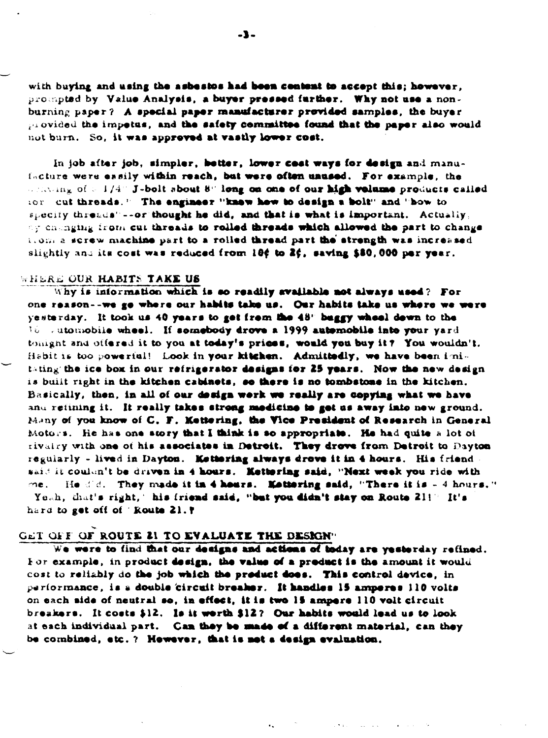with buying and using the asbestos had been content to accept this; however, prompted by Value Analysis, a buyer pressed further. Why not use a non-burning paper? A special paper manufacturer provided samples, the buyer provided the impetus, and the safety committee found that the paper also would not burn. So, it was approved at vastly lower cost.

In job after job, simpler, better, lower cost ways for design and manufacture were easily within reach, but were often unused. For example, the drawing of a 1/4" J-bolt about 8" long on one of our high volume products called for "cut threads." The engineer "knew how to design a bolt" and "how to specify threads"--or thought he did, and that is what is important. Actually, by changing from cut threads to rolled threads which allowed the part to change from a screw machine part to a rolled thread part the strength was increased slightly and its cost was reduced from 10¢ to 2¢, saving $80,000 per year.

## WHERE OUR HABITS TAKE US

Why is information which is so readily available not always used? For one reason--we go where our habits take us. Our habits take us where we were yesterday. It took us 40 years to get from the 48" buggy wheel down to the 16" automobile wheel. If somebody drove a 1999 automobile into your yard tonight and offered it to you at today's prices, would you buy it? You wouldn't. Habit is too powerful! Look in your kitchen. Admittedly, we have been imitating the ice box in our refrigerator designs for 25 years. Now the new design is built right in the kitchen cabinets, so there is no tombstone in the kitchen. Basically, then, in all of our design work we really are copying what we have and refining it. It really takes strong medicine to get us away into new ground. Many of you know of C. F. Kettering, the Vice President of Research in General Motors. He has one story that I think is so appropriate. He had quite a lot of rivalry with one of his associates in Detroit. They drove from Detroit to Dayton regularly - lived in Dayton. Kettering always drove it in 4 hours. His friend said it couldn't be driven in 4 hours. Kettering said, "Next week you ride with me. He did. They made it in 4 hours. Kettering said, "There it is - 4 hours." "Yeah, that's right," his friend said, "but you didn't stay on Route 21!" It's hard to get off of Route 21.

## GET OFF OF ROUTE 21 TO EVALUATE THE DESIGN

We were to find that our designs and actions of today are yesterday refined. For example, in product design, the value of a product is the amount it would cost to reliably do the job which the product does. This control device, in performance, is a double circuit breaker. It handles 15 amperes 110 volts on each side of neutral so, in effect, it is two 15 ampere 110 volt circuit breakers. It costs $12. Is it worth $12? Our habits would lead us to look at each individual part. Can they be made of a different material, can they be combined, etc.? However, that is not a design evaluation.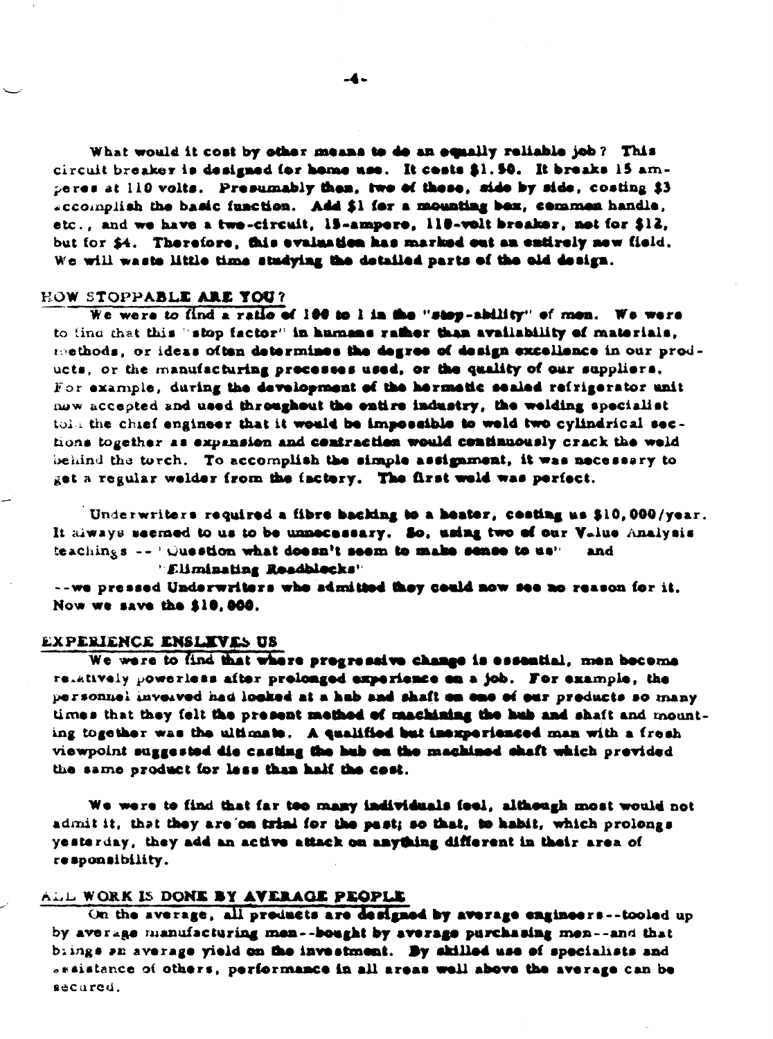What would it cost by other means to do an equally reliable job? This circuit breaker is designed for home use. It costs $1.50. It breaks 15 amperes at 110 volts. Presumably then, two of these, side by side, costing $3 accomplish the basic function. Add $1 for a mounting box, common handle, etc., and we have a two-circuit, 15-ampere, 110-volt breaker, not for $12, but for $4. Therefore, this evaluation has marked out an entirely new field. We will waste little time studying the detailed parts of the old design.

## HOW STOPPABLE ARE YOU?

We were to find a ratio of 100 to 1 in the "stop-ability" of men. We were to find that this "stop factor" in humans rather than availability of materials, methods, or ideas often determines the degree of design excellence in our products, or the manufacturing processes used, or the quality of our suppliers. For example, during the development of the hermetic sealed refrigerator unit now accepted and used throughout the entire industry, the welding specialist told the chief engineer that it would be impossible to weld two cylindrical sections together as expansion and contraction would continuously crack the weld behind the torch. To accomplish the simple assignment, it was necessary to get a regular welder from the factory. The first weld was perfect.

Underwriters required a fibre backing to a heater, costing us $10,000/year. It always seemed to us to be unnecessary. So, using two of our Value Analysis teachings -- "Question what doesn't seem to make sense to us" and "*Eliminating Roadblocks*" --we pressed Underwriters who admitted they could now see no reason for it. Now we save the $10,000.

## EXPERIENCE ENSLAVES US

We were to find that where progressive change is essential, men become relatively powerless after prolonged experience on a job. For example, the personnel involved had looked at a hub and shaft on one of our products so many times that they felt the present method of machining the hub and shaft and mounting together was the ultimate. A qualified but inexperienced man with a fresh viewpoint suggested die casting the hub on the machined shaft which provided the same product for less than half the cost.

We were to find that far too many individuals feel, although most would not admit it, that they are on trial for the past; so that, to habit, which prolongs yesterday, they add an active attack on anything different in their area of responsibility.

## ALL WORK IS DONE BY AVERAGE PEOPLE

On the average, all products are designed by average engineers--tooled up by average manufacturing men--bought by average purchasing men--and that brings an average yield on the investment. By skilled use of specialists and assistance of others, performance in all areas well above the average can be secured.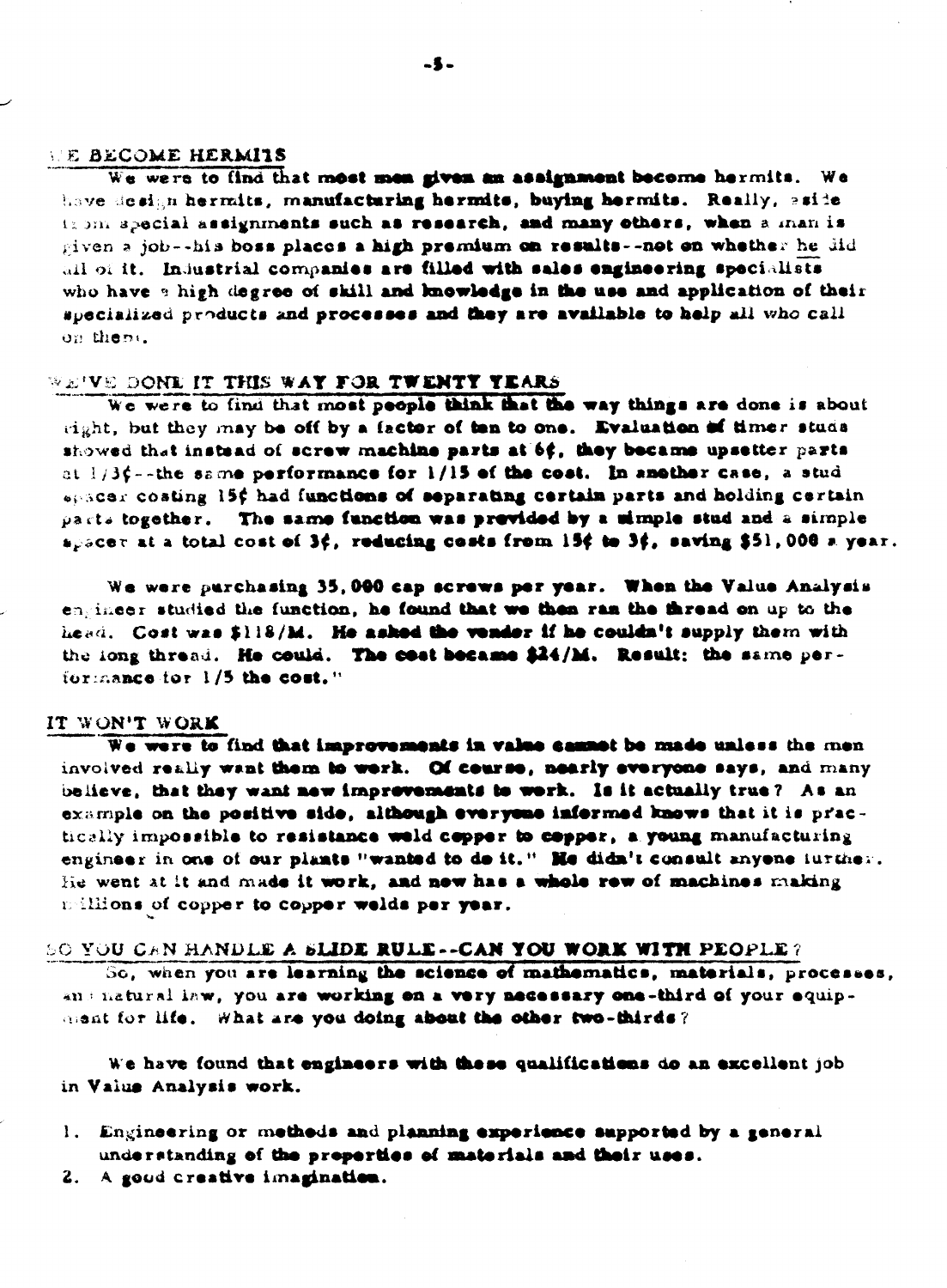## WE BECOME HERMITS

We were to find that most men given an assignment become hermits. We have design hermits, manufacturing hermits, buying hermits. Really, aside from special assignments such as research, and many others, when a man is given a job--his boss places a high premium on results--not on whether he did all of it. Industrial companies are filled with sales engineering specialists who have a high degree of skill and knowledge in the use and application of their specialized products and processes and they are available to help all who call on them.

## WE'VE DONE IT THIS WAY FOR TWENTY YEARS

We were to find that most people think that the way things are done is about right, but they may be off by a factor of ten to one. Evaluation of timer studs showed that instead of screw machine parts at 6¢, they became upsetter parts at 1/3¢--the same performance for 1/15 of the cost. In another case, a stud spacer costing 15¢ had functions of separating certain parts and holding certain parts together. The same function was provided by a simple stud and a simple spacer at a total cost of 3¢, reducing costs from 15¢ to 3¢, saving $51,000 a year.

We were purchasing 35,000 cap screws per year. When the Value Analysis engineer studied the function, he found that we then ran the thread on up to the head. Cost was $118/M. He asked the vendor if he couldn't supply them with the long thread. He could. The cost became $24/M. Result: the same performance for 1/5 the cost."

## IT WON'T WORK

We were to find that improvements in value cannot be made unless the men involved really want them to work. Of course, nearly everyone says, and many believe, that they want new improvements to work. Is it actually true? As an example on the positive side, although everyone informed knows that it is practically impossible to resistance weld copper to copper, a young manufacturing engineer in one of our plants "wanted to do it." He didn't consult anyone further. He went at it and made it work, and now has a whole row of machines making millions of copper to copper welds per year.

## SO YOU CAN HANDLE A SLIDE RULE--CAN YOU WORK WITH PEOPLE?

So, when you are learning the science of mathematics, materials, processes, and natural law, you are working on a very necessary one-third of your equipment for life. What are you doing about the other two-thirds?

We have found that engineers with these qualifications do an excellent job in Value Analysis work.

1. Engineering or methods and planning experience supported by a general understanding of the properties of materials and their uses.
2. A good creative imagination.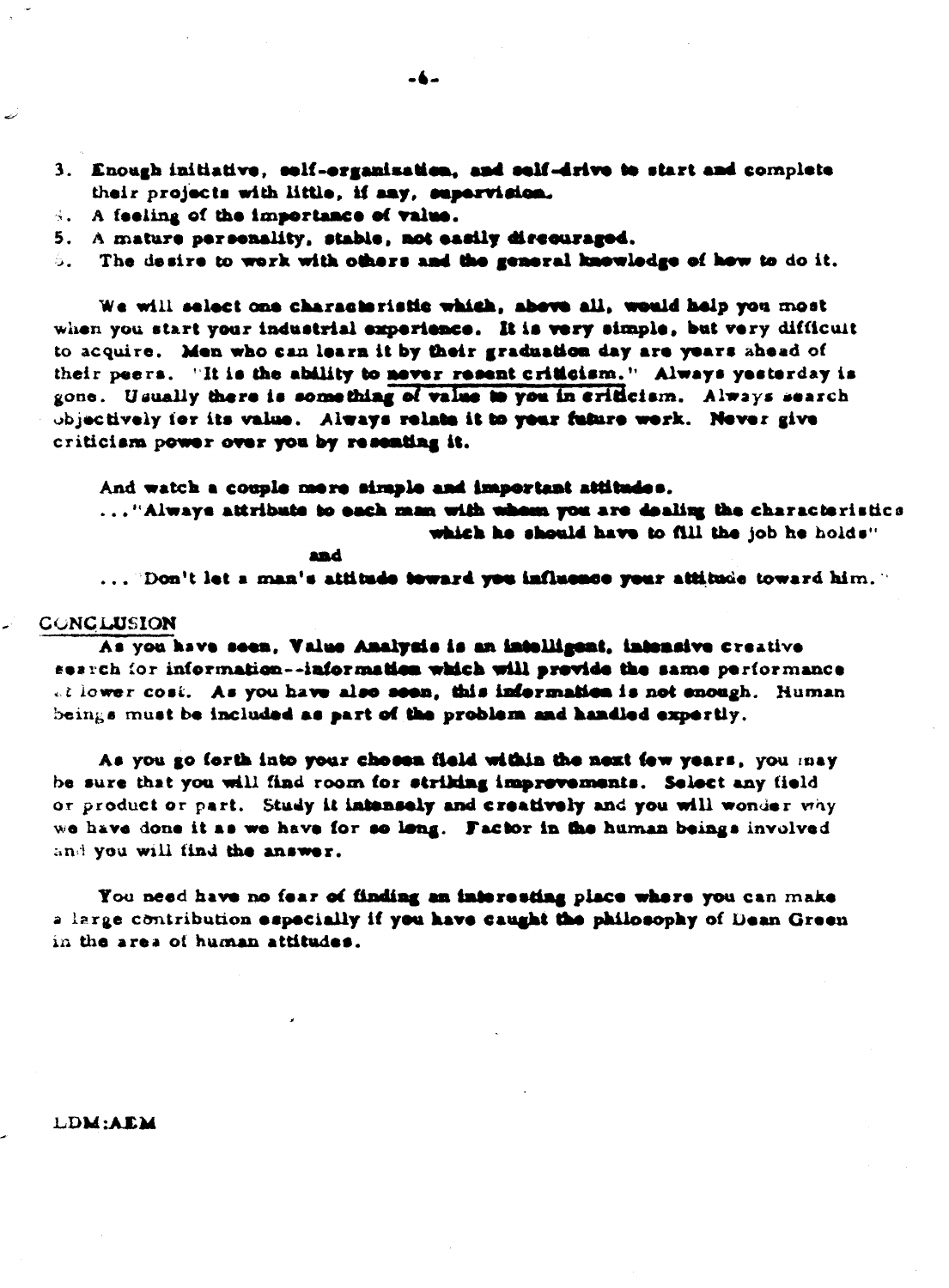3. Enough initiative, self-organization, and self-drive to start and complete their projects with little, if any, supervision.
4. A feeling of the importance of value.
5. A mature personality, stable, not easily discouraged.
6. The desire to work with others and the general knowledge of how to do it.

We will select one characteristic which, above all, would help you most when you start your industrial experience. It is very simple, but very difficult to acquire. Men who can learn it by their graduation day are years ahead of their peers. "It is the ability to never resent criticism." Always yesterday is gone. Usually there is something of value to you in criticism. Always search objectively for its value. Always relate it to your future work. Never give criticism power over you by resenting it.

And watch a couple more simple and important attitudes.

..."Always attribute to each man with whom you are dealing the characteristics which he should have to fill the job he holds"

and

... "Don't let a man's attitude toward you influence your attitude toward him."

## CONCLUSION

As you have seen, Value Analysis is an intelligent, intensive creative search for information--information which will provide the same performance at lower cost. As you have also seen, this information is not enough. Human beings must be included as part of the problem and handled expertly.

As you go forth into your chosen field within the next few years, you may be sure that you will find room for striking improvements. Select any field or product or part. Study it intensely and creatively and you will wonder why we have done it as we have for so long. Factor in the human beings involved and you will find the answer.

You need have no fear of finding an interesting place where you can make a large contribution especially if you have caught the philosophy of Dean Green in the area of human attitudes.

LDM:AEM